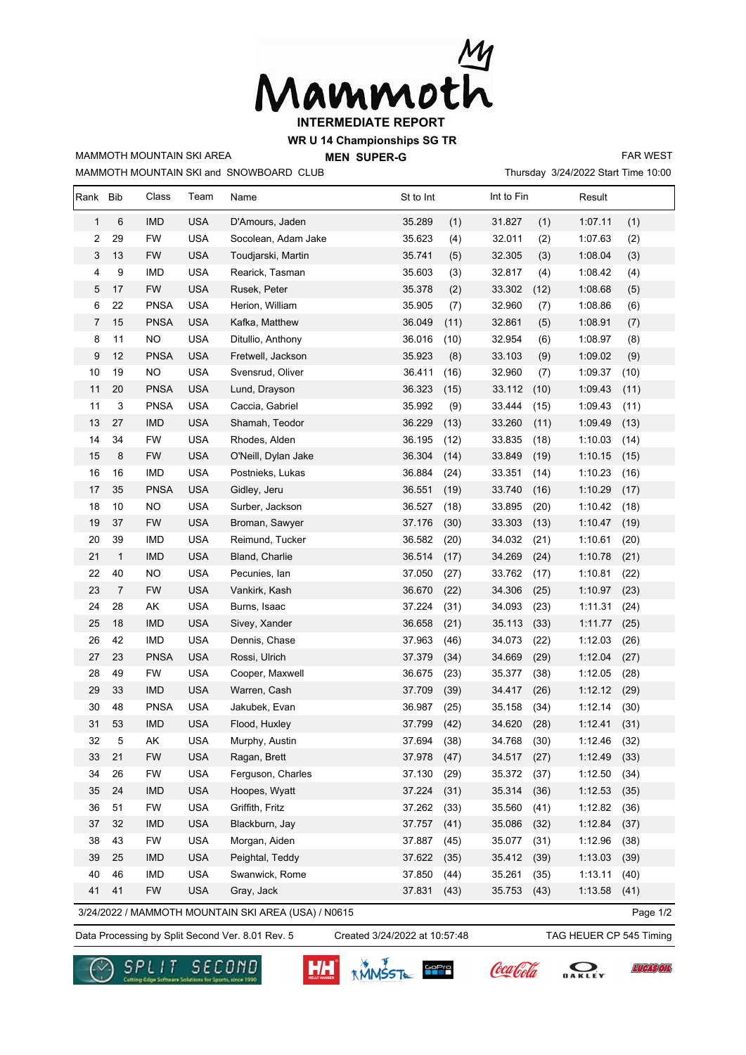# Mammoth

## INTERMEDIATE REPORT

**WR U 14 Championships SG TR**

**MEN SUPER-G**

MAMMOTH MOUNTAIN SKI AREA

MAMMOTH MOUNTAIN SKI and SNOWBOARD CLUB

FAR WEST

Thursday 3/24/2022 Start Time 10:00

| Rank | Bib | Class | Team | Name | St to Int | | Int to Fin | | Result | |
|---|---|---|---|---|---|---|---|---|---|---|
| 1 | 6 | IMD | USA | D'Amours, Jaden | 35.289 | (1) | 31.827 | (1) | 1:07.11 | (1) |
| 2 | 29 | FW | USA | Socolean, Adam Jake | 35.623 | (4) | 32.011 | (2) | 1:07.63 | (2) |
| 3 | 13 | FW | USA | Toudjarski, Martin | 35.741 | (5) | 32.305 | (3) | 1:08.04 | (3) |
| 4 | 9 | IMD | USA | Rearick, Tasman | 35.603 | (3) | 32.817 | (4) | 1:08.42 | (4) |
| 5 | 17 | FW | USA | Rusek, Peter | 35.378 | (2) | 33.302 | (12) | 1:08.68 | (5) |
| 6 | 22 | PNSA | USA | Herion, William | 35.905 | (7) | 32.960 | (7) | 1:08.86 | (6) |
| 7 | 15 | PNSA | USA | Kafka, Matthew | 36.049 | (11) | 32.861 | (5) | 1:08.91 | (7) |
| 8 | 11 | NO | USA | Ditullio, Anthony | 36.016 | (10) | 32.954 | (6) | 1:08.97 | (8) |
| 9 | 12 | PNSA | USA | Fretwell, Jackson | 35.923 | (8) | 33.103 | (9) | 1:09.02 | (9) |
| 10 | 19 | NO | USA | Svensrud, Oliver | 36.411 | (16) | 32.960 | (7) | 1:09.37 | (10) |
| 11 | 20 | PNSA | USA | Lund, Drayson | 36.323 | (15) | 33.112 | (10) | 1:09.43 | (11) |
| 11 | 3 | PNSA | USA | Caccia, Gabriel | 35.992 | (9) | 33.444 | (15) | 1:09.43 | (11) |
| 13 | 27 | IMD | USA | Shamah, Teodor | 36.229 | (13) | 33.260 | (11) | 1:09.49 | (13) |
| 14 | 34 | FW | USA | Rhodes, Alden | 36.195 | (12) | 33.835 | (18) | 1:10.03 | (14) |
| 15 | 8 | FW | USA | O'Neill, Dylan Jake | 36.304 | (14) | 33.849 | (19) | 1:10.15 | (15) |
| 16 | 16 | IMD | USA | Postnieks, Lukas | 36.884 | (24) | 33.351 | (14) | 1:10.23 | (16) |
| 17 | 35 | PNSA | USA | Gidley, Jeru | 36.551 | (19) | 33.740 | (16) | 1:10.29 | (17) |
| 18 | 10 | NO | USA | Surber, Jackson | 36.527 | (18) | 33.895 | (20) | 1:10.42 | (18) |
| 19 | 37 | FW | USA | Broman, Sawyer | 37.176 | (30) | 33.303 | (13) | 1:10.47 | (19) |
| 20 | 39 | IMD | USA | Reimund, Tucker | 36.582 | (20) | 34.032 | (21) | 1:10.61 | (20) |
| 21 | 1 | IMD | USA | Bland, Charlie | 36.514 | (17) | 34.269 | (24) | 1:10.78 | (21) |
| 22 | 40 | NO | USA | Pecunies, Ian | 37.050 | (27) | 33.762 | (17) | 1:10.81 | (22) |
| 23 | 7 | FW | USA | Vankirk, Kash | 36.670 | (22) | 34.306 | (25) | 1:10.97 | (23) |
| 24 | 28 | AK | USA | Burns, Isaac | 37.224 | (31) | 34.093 | (23) | 1:11.31 | (24) |
| 25 | 18 | IMD | USA | Sivey, Xander | 36.658 | (21) | 35.113 | (33) | 1:11.77 | (25) |
| 26 | 42 | IMD | USA | Dennis, Chase | 37.963 | (46) | 34.073 | (22) | 1:12.03 | (26) |
| 27 | 23 | PNSA | USA | Rossi, Ulrich | 37.379 | (34) | 34.669 | (29) | 1:12.04 | (27) |
| 28 | 49 | FW | USA | Cooper, Maxwell | 36.675 | (23) | 35.377 | (38) | 1:12.05 | (28) |
| 29 | 33 | IMD | USA | Warren, Cash | 37.709 | (39) | 34.417 | (26) | 1:12.12 | (29) |
| 30 | 48 | PNSA | USA | Jakubek, Evan | 36.987 | (25) | 35.158 | (34) | 1:12.14 | (30) |
| 31 | 53 | IMD | USA | Flood, Huxley | 37.799 | (42) | 34.620 | (28) | 1:12.41 | (31) |
| 32 | 5 | AK | USA | Murphy, Austin | 37.694 | (38) | 34.768 | (30) | 1:12.46 | (32) |
| 33 | 21 | FW | USA | Ragan, Brett | 37.978 | (47) | 34.517 | (27) | 1:12.49 | (33) |
| 34 | 26 | FW | USA | Ferguson, Charles | 37.130 | (29) | 35.372 | (37) | 1:12.50 | (34) |
| 35 | 24 | IMD | USA | Hoopes, Wyatt | 37.224 | (31) | 35.314 | (36) | 1:12.53 | (35) |
| 36 | 51 | FW | USA | Griffith, Fritz | 37.262 | (33) | 35.560 | (41) | 1:12.82 | (36) |
| 37 | 32 | IMD | USA | Blackburn, Jay | 37.757 | (41) | 35.086 | (32) | 1:12.84 | (37) |
| 38 | 43 | FW | USA | Morgan, Aiden | 37.887 | (45) | 35.077 | (31) | 1:12.96 | (38) |
| 39 | 25 | IMD | USA | Peightal, Teddy | 37.622 | (35) | 35.412 | (39) | 1:13.03 | (39) |
| 40 | 46 | IMD | USA | Swanwick, Rome | 37.850 | (44) | 35.261 | (35) | 1:13.11 | (40) |
| 41 | 41 | FW | USA | Gray, Jack | 37.831 | (43) | 35.753 | (43) | 1:13.58 | (41) |

3/24/2022 / MAMMOTH MOUNTAIN SKI AREA (USA) / N0615

Data Processing by Split Second Ver. 8.01 Rev. 5 — Created 3/24/2022 at 10:57:48 — TAG HEUER CP 545 Timing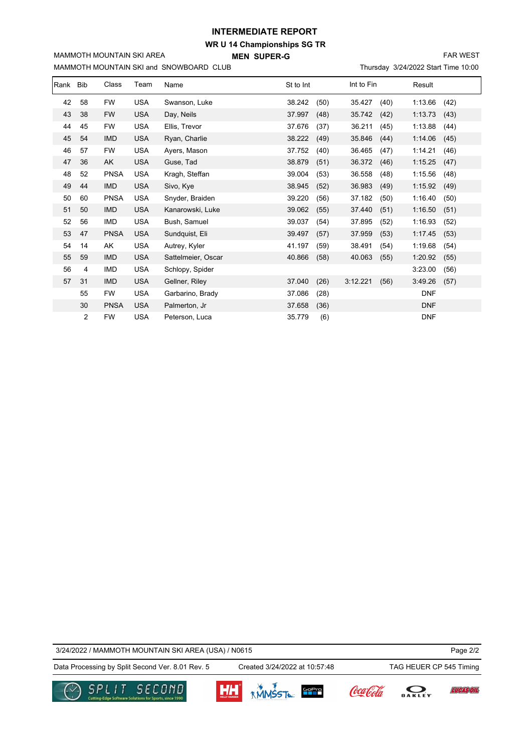# INTERMEDIATE REPORT

## WR U 14 Championships SG TR

MAMMOTH MOUNTAIN SKI AREA

**MEN SUPER-G**

FAR WEST

MAMMOTH MOUNTAIN SKI and SNOWBOARD CLUB

Thursday 3/24/2022 Start Time 10:00

| Rank | Bib | Class | Team | Name | St to Int | | Int to Fin | | Result | |
|---|---|---|---|---|---|---|---|---|---|---|
| 42 | 58 | FW | USA | Swanson, Luke | 38.242 | (50) | 35.427 | (40) | 1:13.66 | (42) |
| 43 | 38 | FW | USA | Day, Neils | 37.997 | (48) | 35.742 | (42) | 1:13.73 | (43) |
| 44 | 45 | FW | USA | Ellis, Trevor | 37.676 | (37) | 36.211 | (45) | 1:13.88 | (44) |
| 45 | 54 | IMD | USA | Ryan, Charlie | 38.222 | (49) | 35.846 | (44) | 1:14.06 | (45) |
| 46 | 57 | FW | USA | Ayers, Mason | 37.752 | (40) | 36.465 | (47) | 1:14.21 | (46) |
| 47 | 36 | AK | USA | Guse, Tad | 38.879 | (51) | 36.372 | (46) | 1:15.25 | (47) |
| 48 | 52 | PNSA | USA | Kragh, Steffan | 39.004 | (53) | 36.558 | (48) | 1:15.56 | (48) |
| 49 | 44 | IMD | USA | Sivo, Kye | 38.945 | (52) | 36.983 | (49) | 1:15.92 | (49) |
| 50 | 60 | PNSA | USA | Snyder, Braiden | 39.220 | (56) | 37.182 | (50) | 1:16.40 | (50) |
| 51 | 50 | IMD | USA | Kanarowski, Luke | 39.062 | (55) | 37.440 | (51) | 1:16.50 | (51) |
| 52 | 56 | IMD | USA | Bush, Samuel | 39.037 | (54) | 37.895 | (52) | 1:16.93 | (52) |
| 53 | 47 | PNSA | USA | Sundquist, Eli | 39.497 | (57) | 37.959 | (53) | 1:17.45 | (53) |
| 54 | 14 | AK | USA | Autrey, Kyler | 41.197 | (59) | 38.491 | (54) | 1:19.68 | (54) |
| 55 | 59 | IMD | USA | Sattelmeier, Oscar | 40.866 | (58) | 40.063 | (55) | 1:20.92 | (55) |
| 56 | 4 | IMD | USA | Schlopy, Spider | | | | | 3:23.00 | (56) |
| 57 | 31 | IMD | USA | Gellner, Riley | 37.040 | (26) | 3:12.221 | (56) | 3:49.26 | (57) |
| | 55 | FW | USA | Garbarino, Brady | 37.086 | (28) | | | DNF | |
| | 30 | PNSA | USA | Palmerton, Jr | 37.658 | (36) | | | DNF | |
| | 2 | FW | USA | Peterson, Luca | 35.779 | (6) | | | DNF | |

3/24/2022 / MAMMOTH MOUNTAIN SKI AREA (USA) / N0615

Data Processing by Split Second Ver. 8.01 Rev. 5 — Created 3/24/2022 at 10:57:48 — TAG HEUER CP 545 Timing